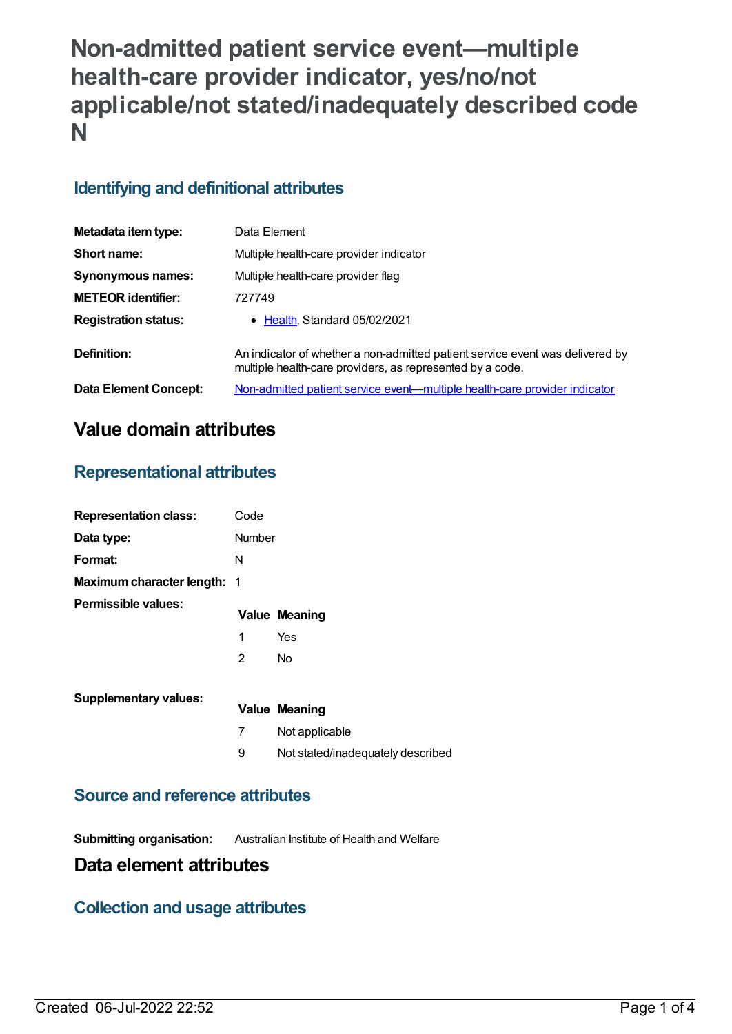# Non-admitted patient service event—multiple health-care provider indicator, yes/no/not applicable/not stated/inadequately described code N

## Identifying and definitional attributes

| | |
|---|---|
| **Metadata item type:** | Data Element |
| **Short name:** | Multiple health-care provider indicator |
| **Synonymous names:** | Multiple health-care provider flag |
| **METEOR identifier:** | 727749 |
| **Registration status:** | • Health, Standard 05/02/2021 |
| **Definition:** | An indicator of whether a non-admitted patient service event was delivered by multiple health-care providers, as represented by a code. |
| **Data Element Concept:** | Non-admitted patient service event—multiple health-care provider indicator |

# Value domain attributes

## Representational attributes

| | |
|---|---|
| **Representation class:** | Code |
| **Data type:** | Number |
| **Format:** | N |
| **Maximum character length:** | 1 |

**Permissible values:**

| Value | Meaning |
|---|---|
| 1 | Yes |
| 2 | No |

**Supplementary values:**

| Value | Meaning |
|---|---|
| 7 | Not applicable |
| 9 | Not stated/inadequately described |

## Source and reference attributes

**Submitting organisation:** Australian Institute of Health and Welfare

# Data element attributes

## Collection and usage attributes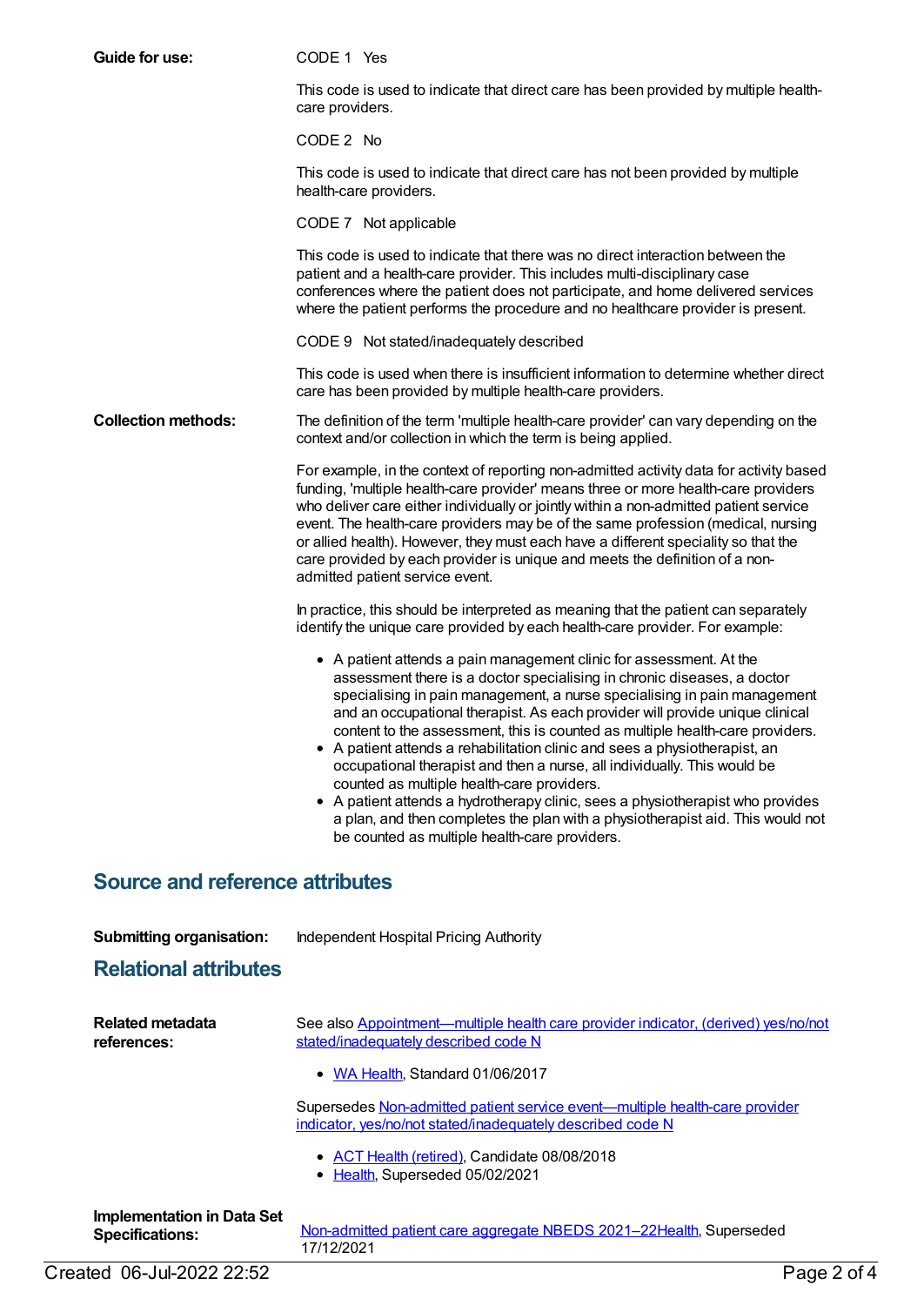**Guide for use:**

CODE 1 Yes

This code is used to indicate that direct care has been provided by multiple health-care providers.

CODE 2 No

This code is used to indicate that direct care has not been provided by multiple health-care providers.

CODE 7 Not applicable

This code is used to indicate that there was no direct interaction between the patient and a health-care provider. This includes multi-disciplinary case conferences where the patient does not participate, and home delivered services where the patient performs the procedure and no healthcare provider is present.

CODE 9 Not stated/inadequately described

This code is used when there is insufficient information to determine whether direct care has been provided by multiple health-care providers.

**Collection methods:**

The definition of the term 'multiple health-care provider' can vary depending on the context and/or collection in which the term is being applied.

For example, in the context of reporting non-admitted activity data for activity based funding, 'multiple health-care provider' means three or more health-care providers who deliver care either individually or jointly within a non-admitted patient service event. The health-care providers may be of the same profession (medical, nursing or allied health). However, they must each have a different speciality so that the care provided by each provider is unique and meets the definition of a non-admitted patient service event.

In practice, this should be interpreted as meaning that the patient can separately identify the unique care provided by each health-care provider. For example:

- A patient attends a pain management clinic for assessment. At the assessment there is a doctor specialising in chronic diseases, a doctor specialising in pain management, a nurse specialising in pain management and an occupational therapist. As each provider will provide unique clinical content to the assessment, this is counted as multiple health-care providers.
- A patient attends a rehabilitation clinic and sees a physiotherapist, an occupational therapist and then a nurse, all individually. This would be counted as multiple health-care providers.
- A patient attends a hydrotherapy clinic, sees a physiotherapist who provides a plan, and then completes the plan with a physiotherapist aid. This would not be counted as multiple health-care providers.

## Source and reference attributes

**Submitting organisation:** Independent Hospital Pricing Authority

## Relational attributes

**Related metadata references:**

See also Appointment—multiple health care provider indicator, (derived) yes/no/not stated/inadequately described code N

- WA Health, Standard 01/06/2017

Supersedes Non-admitted patient service event—multiple health-care provider indicator, yes/no/not stated/inadequately described code N

- ACT Health (retired), Candidate 08/08/2018
- Health, Superseded 05/02/2021

**Implementation in Data Set Specifications:**

Non-admitted patient care aggregate NBEDS 2021–22Health, Superseded 17/12/2021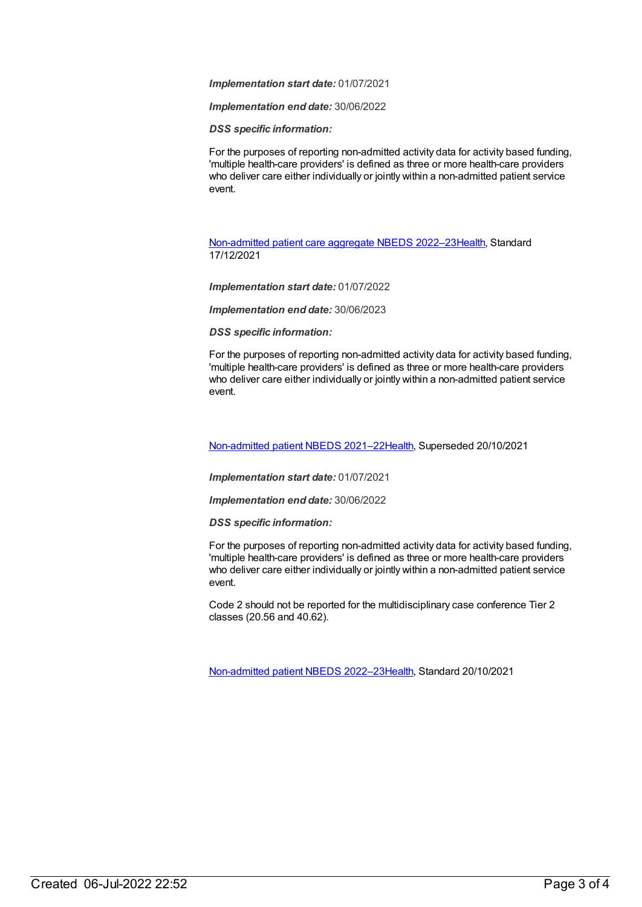***Implementation start date:*** 01/07/2021

***Implementation end date:*** 30/06/2022

***DSS specific information:***

For the purposes of reporting non-admitted activity data for activity based funding, 'multiple health-care providers' is defined as three or more health-care providers who deliver care either individually or jointly within a non-admitted patient service event.

[Non-admitted patient care aggregate NBEDS 2022–23Health](), Standard 17/12/2021

***Implementation start date:*** 01/07/2022

***Implementation end date:*** 30/06/2023

***DSS specific information:***

For the purposes of reporting non-admitted activity data for activity based funding, 'multiple health-care providers' is defined as three or more health-care providers who deliver care either individually or jointly within a non-admitted patient service event.

[Non-admitted patient NBEDS 2021–22Health](), Superseded 20/10/2021

***Implementation start date:*** 01/07/2021

***Implementation end date:*** 30/06/2022

***DSS specific information:***

For the purposes of reporting non-admitted activity data for activity based funding, 'multiple health-care providers' is defined as three or more health-care providers who deliver care either individually or jointly within a non-admitted patient service event.

Code 2 should not be reported for the multidisciplinary case conference Tier 2 classes (20.56 and 40.62).

[Non-admitted patient NBEDS 2022–23Health](), Standard 20/10/2021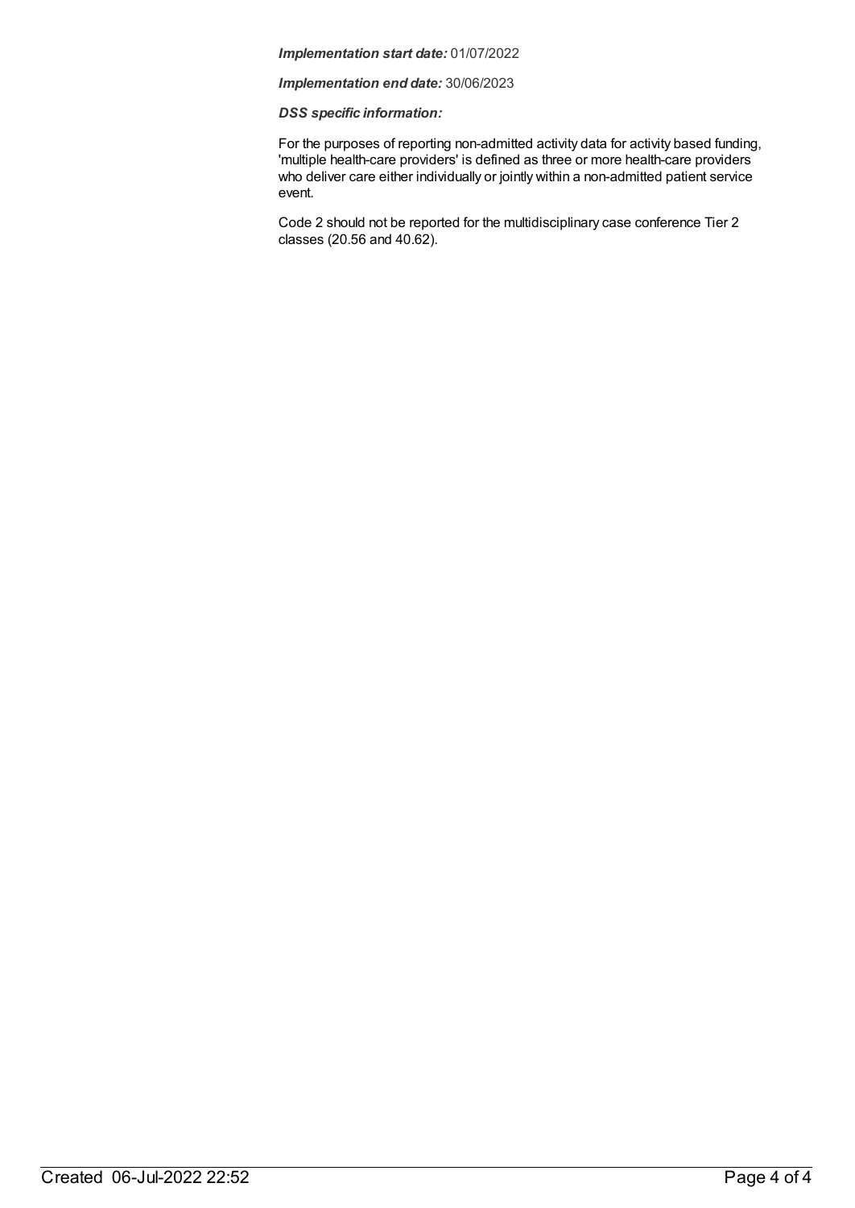***Implementation start date:*** 01/07/2022

***Implementation end date:*** 30/06/2023

***DSS specific information:***

For the purposes of reporting non-admitted activity data for activity based funding, 'multiple health-care providers' is defined as three or more health-care providers who deliver care either individually or jointly within a non-admitted patient service event.

Code 2 should not be reported for the multidisciplinary case conference Tier 2 classes (20.56 and 40.62).